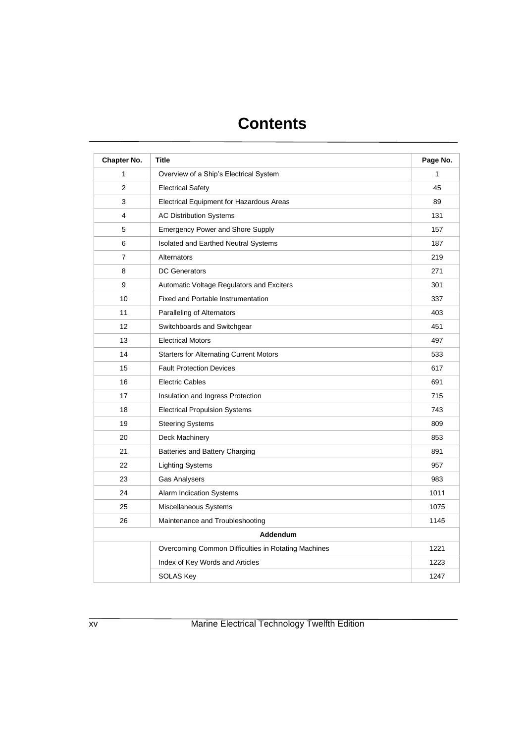# Contents

| Chapter No. | Title | Page No. |
| --- | --- | --- |
| 1 | Overview of a Ship's Electrical System | 1 |
| 2 | Electrical Safety | 45 |
| 3 | Electrical Equipment for Hazardous Areas | 89 |
| 4 | AC Distribution Systems | 131 |
| 5 | Emergency Power and Shore Supply | 157 |
| 6 | Isolated and Earthed Neutral Systems | 187 |
| 7 | Alternators | 219 |
| 8 | DC Generators | 271 |
| 9 | Automatic Voltage Regulators and Exciters | 301 |
| 10 | Fixed and Portable Instrumentation | 337 |
| 11 | Paralleling of Alternators | 403 |
| 12 | Switchboards and Switchgear | 451 |
| 13 | Electrical Motors | 497 |
| 14 | Starters for Alternating Current Motors | 533 |
| 15 | Fault Protection Devices | 617 |
| 16 | Electric Cables | 691 |
| 17 | Insulation and Ingress Protection | 715 |
| 18 | Electrical Propulsion Systems | 743 |
| 19 | Steering Systems | 809 |
| 20 | Deck Machinery | 853 |
| 21 | Batteries and Battery Charging | 891 |
| 22 | Lighting Systems | 957 |
| 23 | Gas Analysers | 983 |
| 24 | Alarm Indication Systems | 1011 |
| 25 | Miscellaneous Systems | 1075 |
| 26 | Maintenance and Troubleshooting | 1145 |
| **Addendum** | | |
| | Overcoming Common Difficulties in Rotating Machines | 1221 |
| | Index of Key Words and Articles | 1223 |
| | SOLAS Key | 1247 |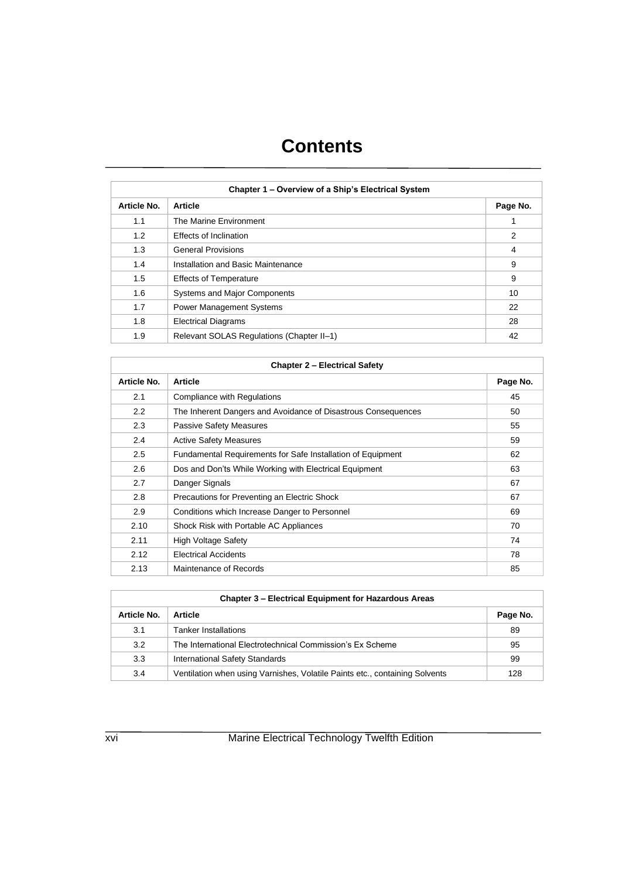# Contents

| Chapter 1 – Overview of a Ship's Electrical System | | |
|---|---|---|
| **Article No.** | **Article** | **Page No.** |
| 1.1 | The Marine Environment | 1 |
| 1.2 | Effects of Inclination | 2 |
| 1.3 | General Provisions | 4 |
| 1.4 | Installation and Basic Maintenance | 9 |
| 1.5 | Effects of Temperature | 9 |
| 1.6 | Systems and Major Components | 10 |
| 1.7 | Power Management Systems | 22 |
| 1.8 | Electrical Diagrams | 28 |
| 1.9 | Relevant SOLAS Regulations (Chapter II–1) | 42 |

| Chapter 2 – Electrical Safety | | |
|---|---|---|
| **Article No.** | **Article** | **Page No.** |
| 2.1 | Compliance with Regulations | 45 |
| 2.2 | The Inherent Dangers and Avoidance of Disastrous Consequences | 50 |
| 2.3 | Passive Safety Measures | 55 |
| 2.4 | Active Safety Measures | 59 |
| 2.5 | Fundamental Requirements for Safe Installation of Equipment | 62 |
| 2.6 | Dos and Don'ts While Working with Electrical Equipment | 63 |
| 2.7 | Danger Signals | 67 |
| 2.8 | Precautions for Preventing an Electric Shock | 67 |
| 2.9 | Conditions which Increase Danger to Personnel | 69 |
| 2.10 | Shock Risk with Portable AC Appliances | 70 |
| 2.11 | High Voltage Safety | 74 |
| 2.12 | Electrical Accidents | 78 |
| 2.13 | Maintenance of Records | 85 |

| Chapter 3 – Electrical Equipment for Hazardous Areas | | |
|---|---|---|
| **Article No.** | **Article** | **Page No.** |
| 3.1 | Tanker Installations | 89 |
| 3.2 | The International Electrotechnical Commission's Ex Scheme | 95 |
| 3.3 | International Safety Standards | 99 |
| 3.4 | Ventilation when using Varnishes, Volatile Paints etc., containing Solvents | 128 |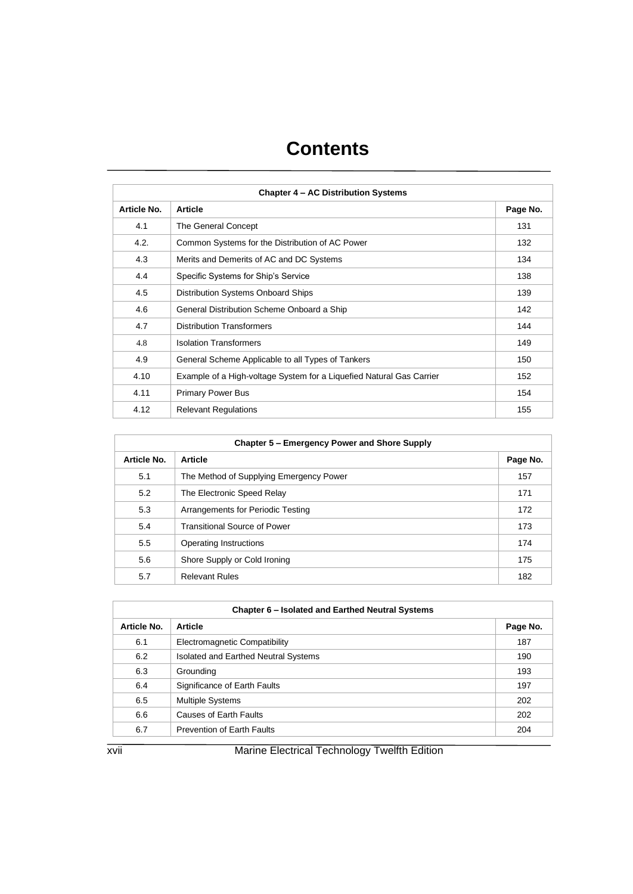# Contents

| Chapter 4 – AC Distribution Systems | | |
|---|---|---|
| **Article No.** | **Article** | **Page No.** |
| 4.1 | The General Concept | 131 |
| 4.2. | Common Systems for the Distribution of AC Power | 132 |
| 4.3 | Merits and Demerits of AC and DC Systems | 134 |
| 4.4 | Specific Systems for Ship's Service | 138 |
| 4.5 | Distribution Systems Onboard Ships | 139 |
| 4.6 | General Distribution Scheme Onboard a Ship | 142 |
| 4.7 | Distribution Transformers | 144 |
| 4.8 | Isolation Transformers | 149 |
| 4.9 | General Scheme Applicable to all Types of Tankers | 150 |
| 4.10 | Example of a High-voltage System for a Liquefied Natural Gas Carrier | 152 |
| 4.11 | Primary Power Bus | 154 |
| 4.12 | Relevant Regulations | 155 |

| Chapter 5 – Emergency Power and Shore Supply | | |
|---|---|---|
| **Article No.** | **Article** | **Page No.** |
| 5.1 | The Method of Supplying Emergency Power | 157 |
| 5.2 | The Electronic Speed Relay | 171 |
| 5.3 | Arrangements for Periodic Testing | 172 |
| 5.4 | Transitional Source of Power | 173 |
| 5.5 | Operating Instructions | 174 |
| 5.6 | Shore Supply or Cold Ironing | 175 |
| 5.7 | Relevant Rules | 182 |

| Chapter 6 – Isolated and Earthed Neutral Systems | | |
|---|---|---|
| **Article No.** | **Article** | **Page No.** |
| 6.1 | Electromagnetic Compatibility | 187 |
| 6.2 | Isolated and Earthed Neutral Systems | 190 |
| 6.3 | Grounding | 193 |
| 6.4 | Significance of Earth Faults | 197 |
| 6.5 | Multiple Systems | 202 |
| 6.6 | Causes of Earth Faults | 202 |
| 6.7 | Prevention of Earth Faults | 204 |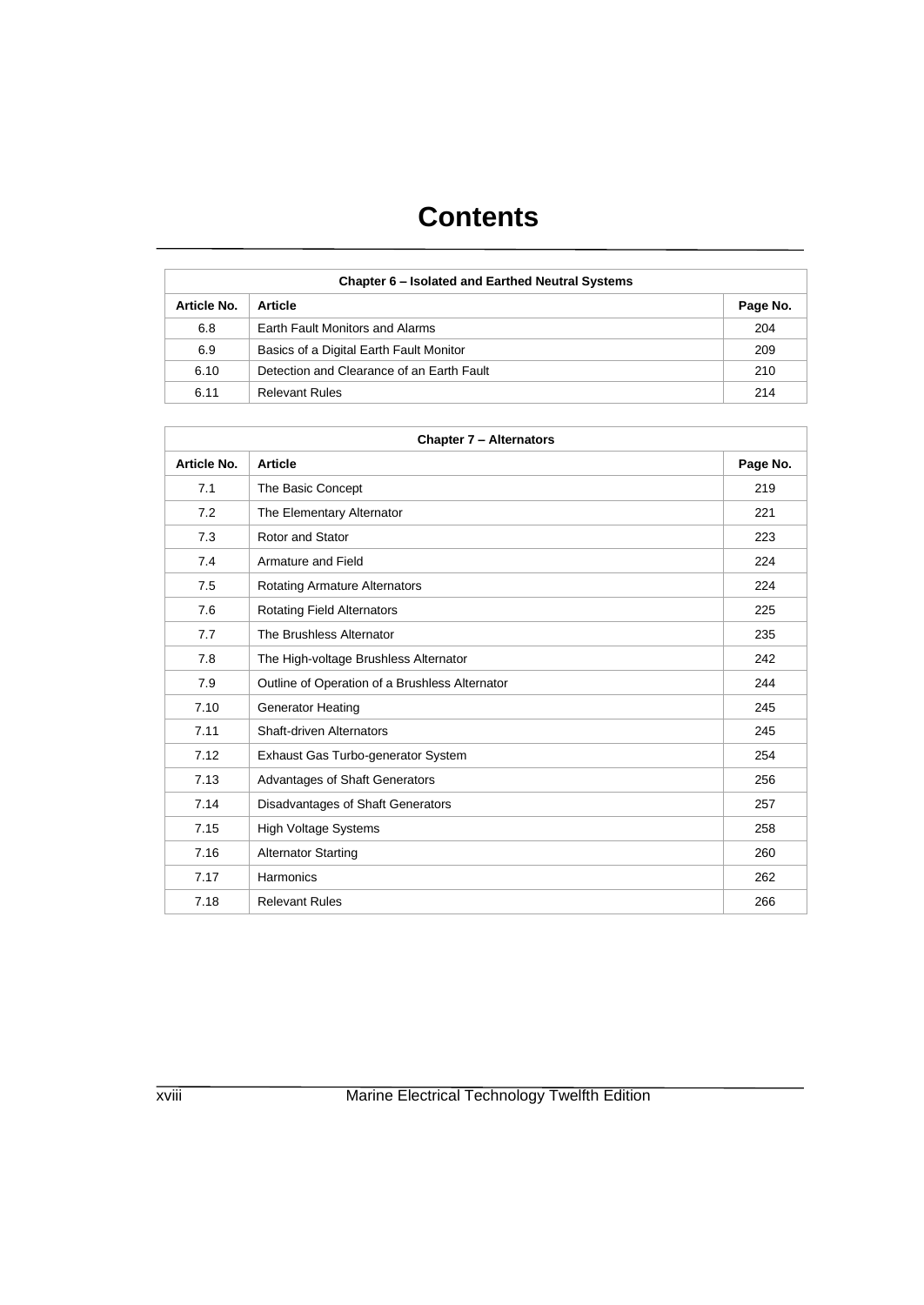# Contents

| Chapter 6 – Isolated and Earthed Neutral Systems | | |
|---|---|---|
| **Article No.** | **Article** | **Page No.** |
| 6.8 | Earth Fault Monitors and Alarms | 204 |
| 6.9 | Basics of a Digital Earth Fault Monitor | 209 |
| 6.10 | Detection and Clearance of an Earth Fault | 210 |
| 6.11 | Relevant Rules | 214 |

| Chapter 7 – Alternators | | |
|---|---|---|
| **Article No.** | **Article** | **Page No.** |
| 7.1 | The Basic Concept | 219 |
| 7.2 | The Elementary Alternator | 221 |
| 7.3 | Rotor and Stator | 223 |
| 7.4 | Armature and Field | 224 |
| 7.5 | Rotating Armature Alternators | 224 |
| 7.6 | Rotating Field Alternators | 225 |
| 7.7 | The Brushless Alternator | 235 |
| 7.8 | The High-voltage Brushless Alternator | 242 |
| 7.9 | Outline of Operation of a Brushless Alternator | 244 |
| 7.10 | Generator Heating | 245 |
| 7.11 | Shaft-driven Alternators | 245 |
| 7.12 | Exhaust Gas Turbo-generator System | 254 |
| 7.13 | Advantages of Shaft Generators | 256 |
| 7.14 | Disadvantages of Shaft Generators | 257 |
| 7.15 | High Voltage Systems | 258 |
| 7.16 | Alternator Starting | 260 |
| 7.17 | Harmonics | 262 |
| 7.18 | Relevant Rules | 266 |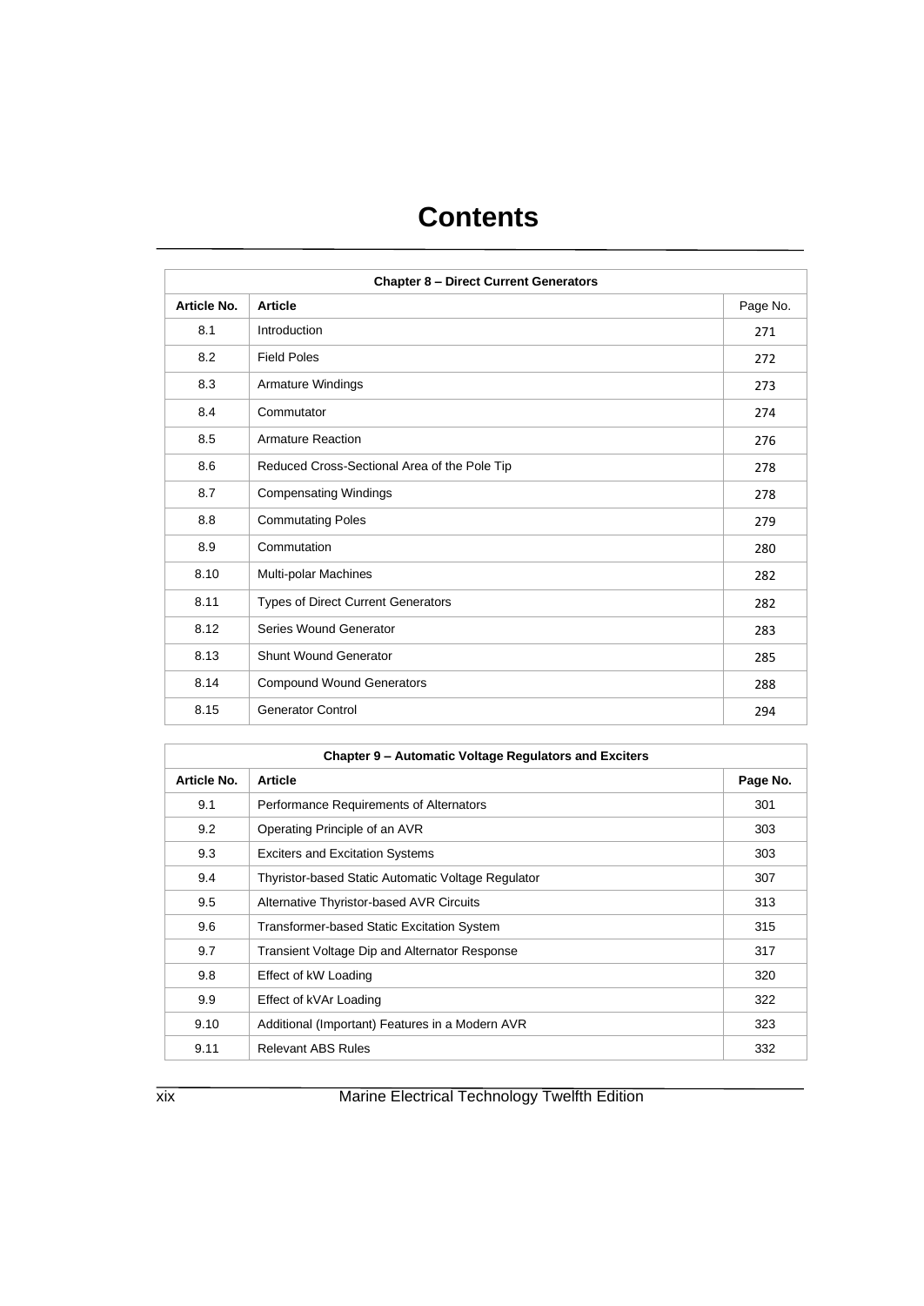# Contents

| Chapter 8 – Direct Current Generators | | |
|---|---|---|
| **Article No.** | **Article** | Page No. |
| 8.1 | Introduction | 271 |
| 8.2 | Field Poles | 272 |
| 8.3 | Armature Windings | 273 |
| 8.4 | Commutator | 274 |
| 8.5 | Armature Reaction | 276 |
| 8.6 | Reduced Cross-Sectional Area of the Pole Tip | 278 |
| 8.7 | Compensating Windings | 278 |
| 8.8 | Commutating Poles | 279 |
| 8.9 | Commutation | 280 |
| 8.10 | Multi-polar Machines | 282 |
| 8.11 | Types of Direct Current Generators | 282 |
| 8.12 | Series Wound Generator | 283 |
| 8.13 | Shunt Wound Generator | 285 |
| 8.14 | Compound Wound Generators | 288 |
| 8.15 | Generator Control | 294 |

| Chapter 9 – Automatic Voltage Regulators and Exciters | | |
|---|---|---|
| **Article No.** | **Article** | **Page No.** |
| 9.1 | Performance Requirements of Alternators | 301 |
| 9.2 | Operating Principle of an AVR | 303 |
| 9.3 | Exciters and Excitation Systems | 303 |
| 9.4 | Thyristor-based Static Automatic Voltage Regulator | 307 |
| 9.5 | Alternative Thyristor-based AVR Circuits | 313 |
| 9.6 | Transformer-based Static Excitation System | 315 |
| 9.7 | Transient Voltage Dip and Alternator Response | 317 |
| 9.8 | Effect of kW Loading | 320 |
| 9.9 | Effect of kVAr Loading | 322 |
| 9.10 | Additional (Important) Features in a Modern AVR | 323 |
| 9.11 | Relevant ABS Rules | 332 |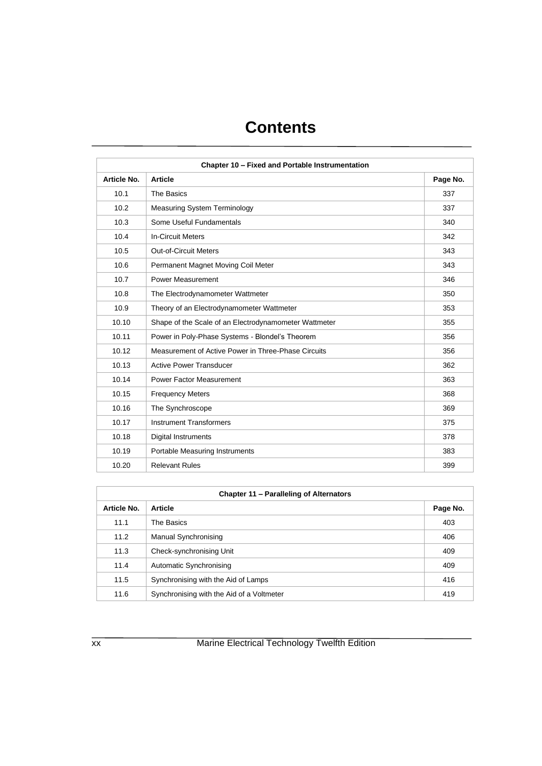# Contents

| Chapter 10 – Fixed and Portable Instrumentation | | |
|---|---|---|
| **Article No.** | **Article** | **Page No.** |
| 10.1 | The Basics | 337 |
| 10.2 | Measuring System Terminology | 337 |
| 10.3 | Some Useful Fundamentals | 340 |
| 10.4 | In-Circuit Meters | 342 |
| 10.5 | Out-of-Circuit Meters | 343 |
| 10.6 | Permanent Magnet Moving Coil Meter | 343 |
| 10.7 | Power Measurement | 346 |
| 10.8 | The Electrodynamometer Wattmeter | 350 |
| 10.9 | Theory of an Electrodynamometer Wattmeter | 353 |
| 10.10 | Shape of the Scale of an Electrodynamometer Wattmeter | 355 |
| 10.11 | Power in Poly-Phase Systems - Blondel's Theorem | 356 |
| 10.12 | Measurement of Active Power in Three-Phase Circuits | 356 |
| 10.13 | Active Power Transducer | 362 |
| 10.14 | Power Factor Measurement | 363 |
| 10.15 | Frequency Meters | 368 |
| 10.16 | The Synchroscope | 369 |
| 10.17 | Instrument Transformers | 375 |
| 10.18 | Digital Instruments | 378 |
| 10.19 | Portable Measuring Instruments | 383 |
| 10.20 | Relevant Rules | 399 |

| Chapter 11 – Paralleling of Alternators | | |
|---|---|---|
| **Article No.** | **Article** | **Page No.** |
| 11.1 | The Basics | 403 |
| 11.2 | Manual Synchronising | 406 |
| 11.3 | Check-synchronising Unit | 409 |
| 11.4 | Automatic Synchronising | 409 |
| 11.5 | Synchronising with the Aid of Lamps | 416 |
| 11.6 | Synchronising with the Aid of a Voltmeter | 419 |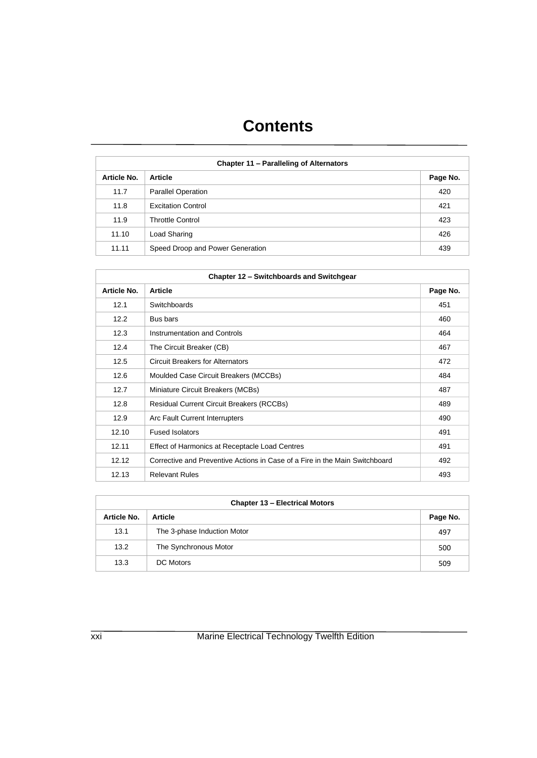# Contents

| Chapter 11 – Paralleling of Alternators | | |
|---|---|---|
| **Article No.** | **Article** | **Page No.** |
| 11.7 | Parallel Operation | 420 |
| 11.8 | Excitation Control | 421 |
| 11.9 | Throttle Control | 423 |
| 11.10 | Load Sharing | 426 |
| 11.11 | Speed Droop and Power Generation | 439 |

| Chapter 12 – Switchboards and Switchgear | | |
|---|---|---|
| **Article No.** | **Article** | **Page No.** |
| 12.1 | Switchboards | 451 |
| 12.2 | Bus bars | 460 |
| 12.3 | Instrumentation and Controls | 464 |
| 12.4 | The Circuit Breaker (CB) | 467 |
| 12.5 | Circuit Breakers for Alternators | 472 |
| 12.6 | Moulded Case Circuit Breakers (MCCBs) | 484 |
| 12.7 | Miniature Circuit Breakers (MCBs) | 487 |
| 12.8 | Residual Current Circuit Breakers (RCCBs) | 489 |
| 12.9 | Arc Fault Current Interrupters | 490 |
| 12.10 | Fused Isolators | 491 |
| 12.11 | Effect of Harmonics at Receptacle Load Centres | 491 |
| 12.12 | Corrective and Preventive Actions in Case of a Fire in the Main Switchboard | 492 |
| 12.13 | Relevant Rules | 493 |

| Chapter 13 – Electrical Motors | | |
|---|---|---|
| **Article No.** | **Article** | **Page No.** |
| 13.1 | The 3-phase Induction Motor | 497 |
| 13.2 | The Synchronous Motor | 500 |
| 13.3 | DC Motors | 509 |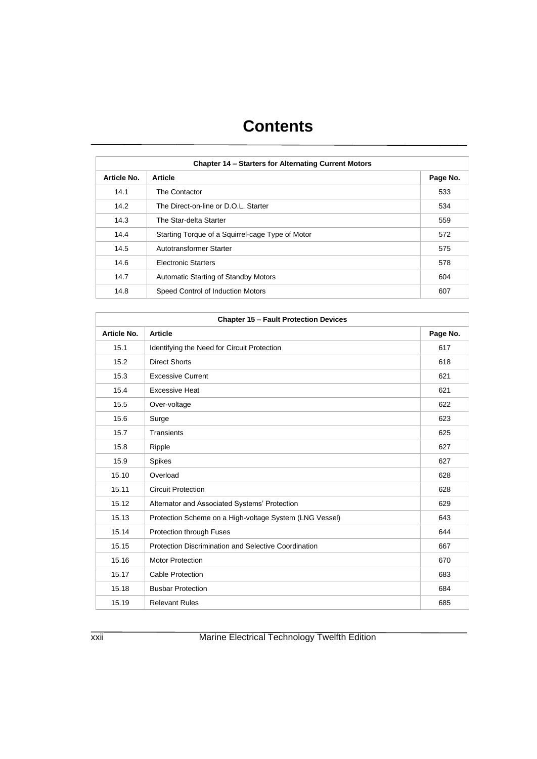# Contents

| Chapter 14 – Starters for Alternating Current Motors | | |
|---|---|---|
| **Article No.** | **Article** | **Page No.** |
| 14.1 | The Contactor | 533 |
| 14.2 | The Direct-on-line or D.O.L. Starter | 534 |
| 14.3 | The Star-delta Starter | 559 |
| 14.4 | Starting Torque of a Squirrel-cage Type of Motor | 572 |
| 14.5 | Autotransformer Starter | 575 |
| 14.6 | Electronic Starters | 578 |
| 14.7 | Automatic Starting of Standby Motors | 604 |
| 14.8 | Speed Control of Induction Motors | 607 |

| Chapter 15 – Fault Protection Devices | | |
|---|---|---|
| **Article No.** | **Article** | **Page No.** |
| 15.1 | Identifying the Need for Circuit Protection | 617 |
| 15.2 | Direct Shorts | 618 |
| 15.3 | Excessive Current | 621 |
| 15.4 | Excessive Heat | 621 |
| 15.5 | Over-voltage | 622 |
| 15.6 | Surge | 623 |
| 15.7 | Transients | 625 |
| 15.8 | Ripple | 627 |
| 15.9 | Spikes | 627 |
| 15.10 | Overload | 628 |
| 15.11 | Circuit Protection | 628 |
| 15.12 | Alternator and Associated Systems' Protection | 629 |
| 15.13 | Protection Scheme on a High-voltage System (LNG Vessel) | 643 |
| 15.14 | Protection through Fuses | 644 |
| 15.15 | Protection Discrimination and Selective Coordination | 667 |
| 15.16 | Motor Protection | 670 |
| 15.17 | Cable Protection | 683 |
| 15.18 | Busbar Protection | 684 |
| 15.19 | Relevant Rules | 685 |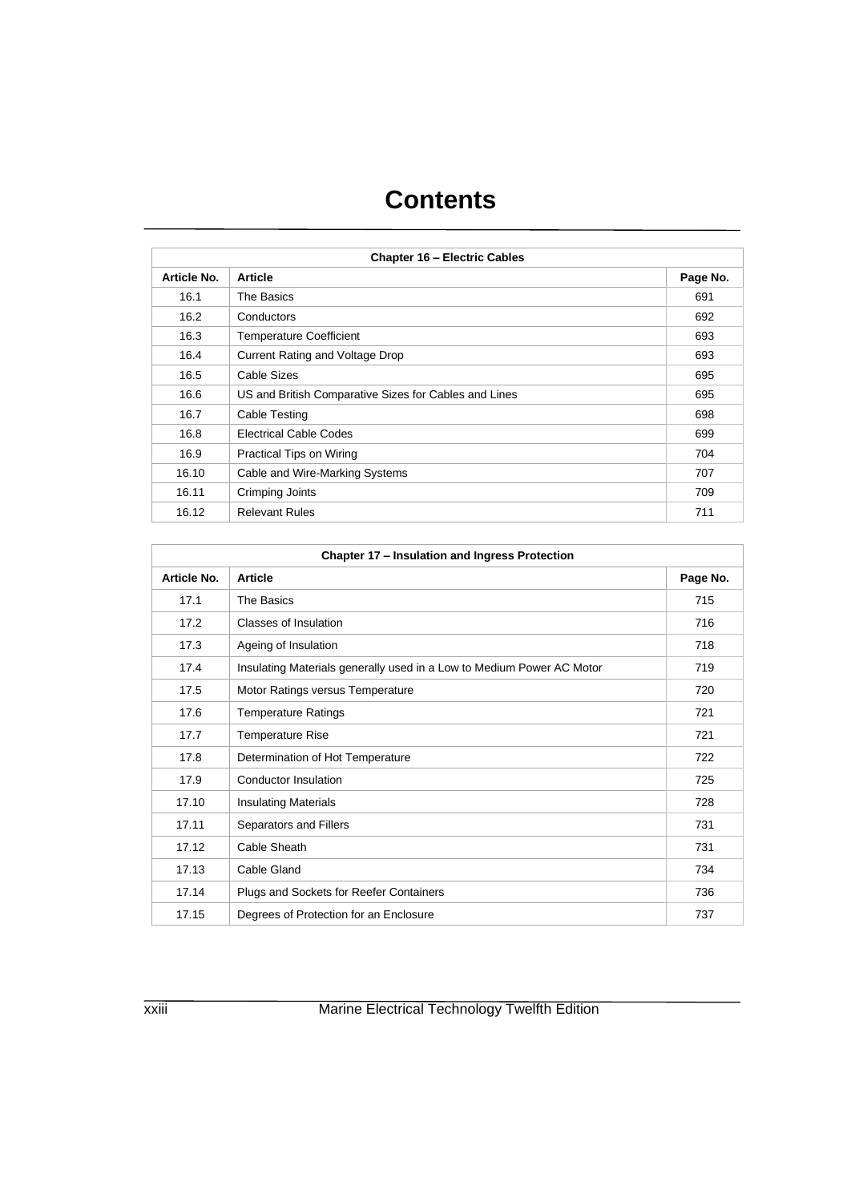# Contents

| Chapter 16 – Electric Cables | | |
|---|---|---|
| **Article No.** | **Article** | **Page No.** |
| 16.1 | The Basics | 691 |
| 16.2 | Conductors | 692 |
| 16.3 | Temperature Coefficient | 693 |
| 16.4 | Current Rating and Voltage Drop | 693 |
| 16.5 | Cable Sizes | 695 |
| 16.6 | US and British Comparative Sizes for Cables and Lines | 695 |
| 16.7 | Cable Testing | 698 |
| 16.8 | Electrical Cable Codes | 699 |
| 16.9 | Practical Tips on Wiring | 704 |
| 16.10 | Cable and Wire-Marking Systems | 707 |
| 16.11 | Crimping Joints | 709 |
| 16.12 | Relevant Rules | 711 |

| Chapter 17 – Insulation and Ingress Protection | | |
|---|---|---|
| **Article No.** | **Article** | **Page No.** |
| 17.1 | The Basics | 715 |
| 17.2 | Classes of Insulation | 716 |
| 17.3 | Ageing of Insulation | 718 |
| 17.4 | Insulating Materials generally used in a Low to Medium Power AC Motor | 719 |
| 17.5 | Motor Ratings versus Temperature | 720 |
| 17.6 | Temperature Ratings | 721 |
| 17.7 | Temperature Rise | 721 |
| 17.8 | Determination of Hot Temperature | 722 |
| 17.9 | Conductor Insulation | 725 |
| 17.10 | Insulating Materials | 728 |
| 17.11 | Separators and Fillers | 731 |
| 17.12 | Cable Sheath | 731 |
| 17.13 | Cable Gland | 734 |
| 17.14 | Plugs and Sockets for Reefer Containers | 736 |
| 17.15 | Degrees of Protection for an Enclosure | 737 |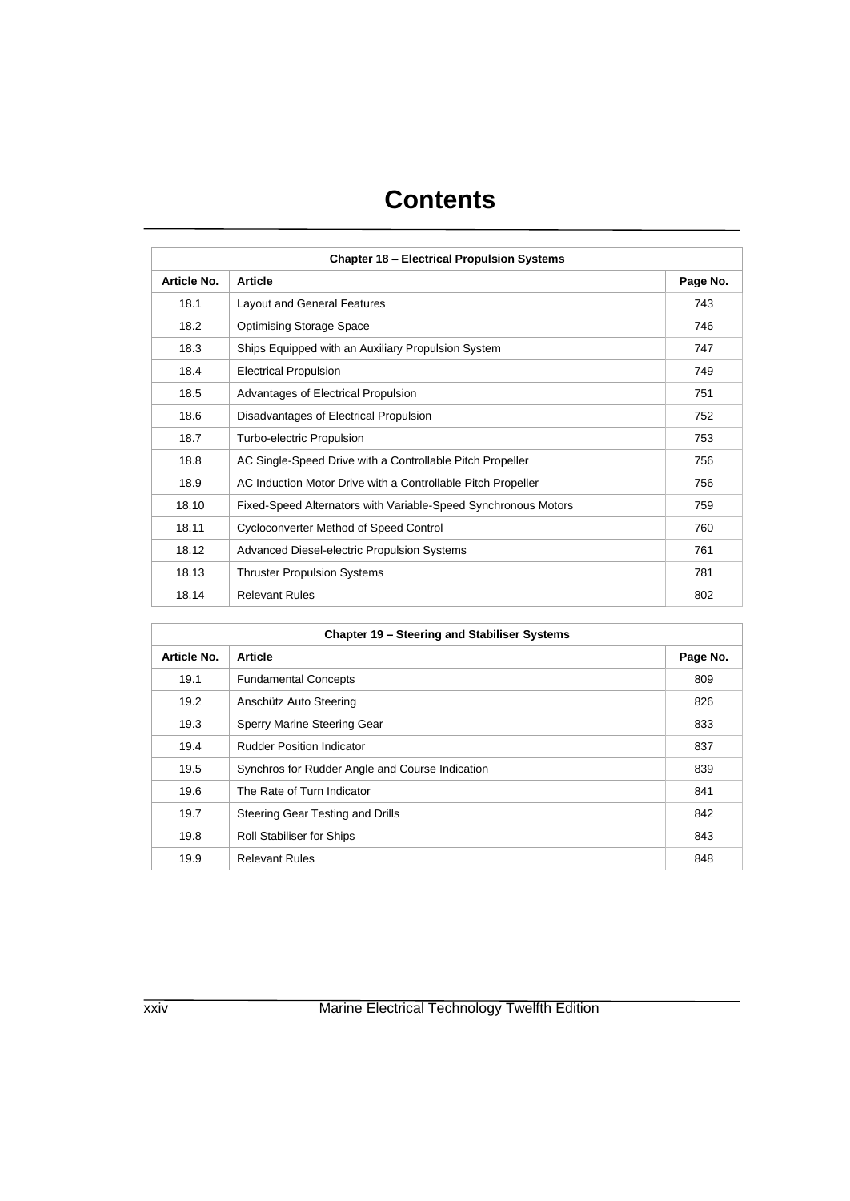# Contents

| Chapter 18 – Electrical Propulsion Systems | | |
|---|---|---|
| **Article No.** | **Article** | **Page No.** |
| 18.1 | Layout and General Features | 743 |
| 18.2 | Optimising Storage Space | 746 |
| 18.3 | Ships Equipped with an Auxiliary Propulsion System | 747 |
| 18.4 | Electrical Propulsion | 749 |
| 18.5 | Advantages of Electrical Propulsion | 751 |
| 18.6 | Disadvantages of Electrical Propulsion | 752 |
| 18.7 | Turbo-electric Propulsion | 753 |
| 18.8 | AC Single-Speed Drive with a Controllable Pitch Propeller | 756 |
| 18.9 | AC Induction Motor Drive with a Controllable Pitch Propeller | 756 |
| 18.10 | Fixed-Speed Alternators with Variable-Speed Synchronous Motors | 759 |
| 18.11 | Cycloconverter Method of Speed Control | 760 |
| 18.12 | Advanced Diesel-electric Propulsion Systems | 761 |
| 18.13 | Thruster Propulsion Systems | 781 |
| 18.14 | Relevant Rules | 802 |

| Chapter 19 – Steering and Stabiliser Systems | | |
|---|---|---|
| **Article No.** | **Article** | **Page No.** |
| 19.1 | Fundamental Concepts | 809 |
| 19.2 | Anschütz Auto Steering | 826 |
| 19.3 | Sperry Marine Steering Gear | 833 |
| 19.4 | Rudder Position Indicator | 837 |
| 19.5 | Synchros for Rudder Angle and Course Indication | 839 |
| 19.6 | The Rate of Turn Indicator | 841 |
| 19.7 | Steering Gear Testing and Drills | 842 |
| 19.8 | Roll Stabiliser for Ships | 843 |
| 19.9 | Relevant Rules | 848 |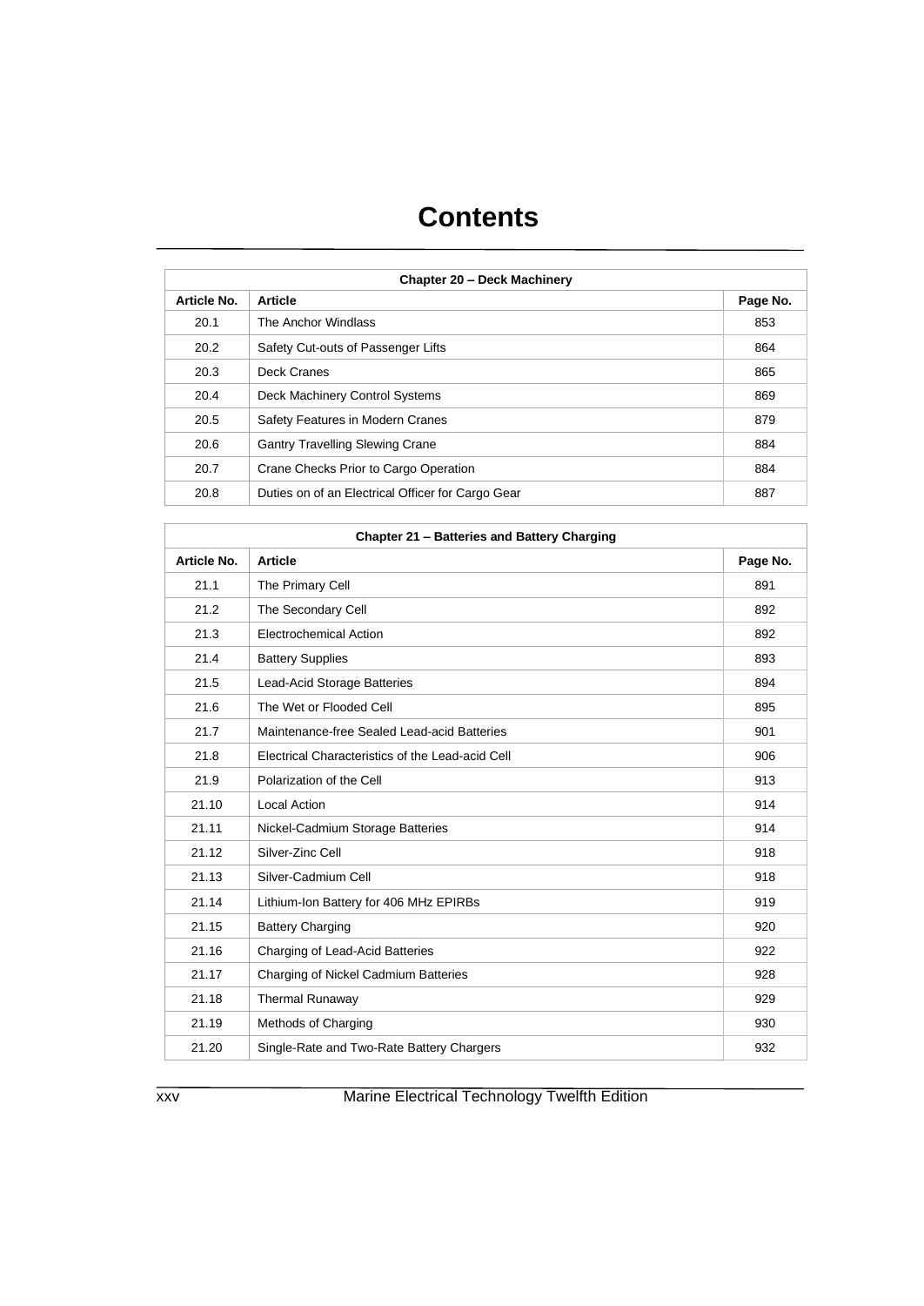# Contents

| Chapter 20 – Deck Machinery | | |
|---|---|---|
| **Article No.** | **Article** | **Page No.** |
| 20.1 | The Anchor Windlass | 853 |
| 20.2 | Safety Cut-outs of Passenger Lifts | 864 |
| 20.3 | Deck Cranes | 865 |
| 20.4 | Deck Machinery Control Systems | 869 |
| 20.5 | Safety Features in Modern Cranes | 879 |
| 20.6 | Gantry Travelling Slewing Crane | 884 |
| 20.7 | Crane Checks Prior to Cargo Operation | 884 |
| 20.8 | Duties on of an Electrical Officer for Cargo Gear | 887 |

| Chapter 21 – Batteries and Battery Charging | | |
|---|---|---|
| **Article No.** | **Article** | **Page No.** |
| 21.1 | The Primary Cell | 891 |
| 21.2 | The Secondary Cell | 892 |
| 21.3 | Electrochemical Action | 892 |
| 21.4 | Battery Supplies | 893 |
| 21.5 | Lead-Acid Storage Batteries | 894 |
| 21.6 | The Wet or Flooded Cell | 895 |
| 21.7 | Maintenance-free Sealed Lead-acid Batteries | 901 |
| 21.8 | Electrical Characteristics of the Lead-acid Cell | 906 |
| 21.9 | Polarization of the Cell | 913 |
| 21.10 | Local Action | 914 |
| 21.11 | Nickel-Cadmium Storage Batteries | 914 |
| 21.12 | Silver-Zinc Cell | 918 |
| 21.13 | Silver-Cadmium Cell | 918 |
| 21.14 | Lithium-Ion Battery for 406 MHz EPIRBs | 919 |
| 21.15 | Battery Charging | 920 |
| 21.16 | Charging of Lead-Acid Batteries | 922 |
| 21.17 | Charging of Nickel Cadmium Batteries | 928 |
| 21.18 | Thermal Runaway | 929 |
| 21.19 | Methods of Charging | 930 |
| 21.20 | Single-Rate and Two-Rate Battery Chargers | 932 |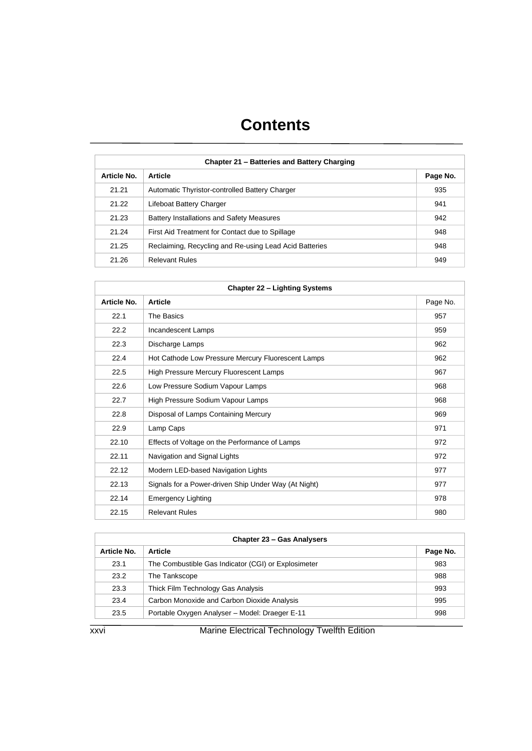# Contents

| Chapter 21 – Batteries and Battery Charging | | |
|---|---|---|
| **Article No.** | **Article** | **Page No.** |
| 21.21 | Automatic Thyristor-controlled Battery Charger | 935 |
| 21.22 | Lifeboat Battery Charger | 941 |
| 21.23 | Battery Installations and Safety Measures | 942 |
| 21.24 | First Aid Treatment for Contact due to Spillage | 948 |
| 21.25 | Reclaiming, Recycling and Re-using Lead Acid Batteries | 948 |
| 21.26 | Relevant Rules | 949 |

| Chapter 22 – Lighting Systems | | |
|---|---|---|
| **Article No.** | **Article** | Page No. |
| 22.1 | The Basics | 957 |
| 22.2 | Incandescent Lamps | 959 |
| 22.3 | Discharge Lamps | 962 |
| 22.4 | Hot Cathode Low Pressure Mercury Fluorescent Lamps | 962 |
| 22.5 | High Pressure Mercury Fluorescent Lamps | 967 |
| 22.6 | Low Pressure Sodium Vapour Lamps | 968 |
| 22.7 | High Pressure Sodium Vapour Lamps | 968 |
| 22.8 | Disposal of Lamps Containing Mercury | 969 |
| 22.9 | Lamp Caps | 971 |
| 22.10 | Effects of Voltage on the Performance of Lamps | 972 |
| 22.11 | Navigation and Signal Lights | 972 |
| 22.12 | Modern LED-based Navigation Lights | 977 |
| 22.13 | Signals for a Power-driven Ship Under Way (At Night) | 977 |
| 22.14 | Emergency Lighting | 978 |
| 22.15 | Relevant Rules | 980 |

| Chapter 23 – Gas Analysers | | |
|---|---|---|
| **Article No.** | **Article** | **Page No.** |
| 23.1 | The Combustible Gas Indicator (CGI) or Explosimeter | 983 |
| 23.2 | The Tankscope | 988 |
| 23.3 | Thick Film Technology Gas Analysis | 993 |
| 23.4 | Carbon Monoxide and Carbon Dioxide Analysis | 995 |
| 23.5 | Portable Oxygen Analyser – Model: Draeger E-11 | 998 |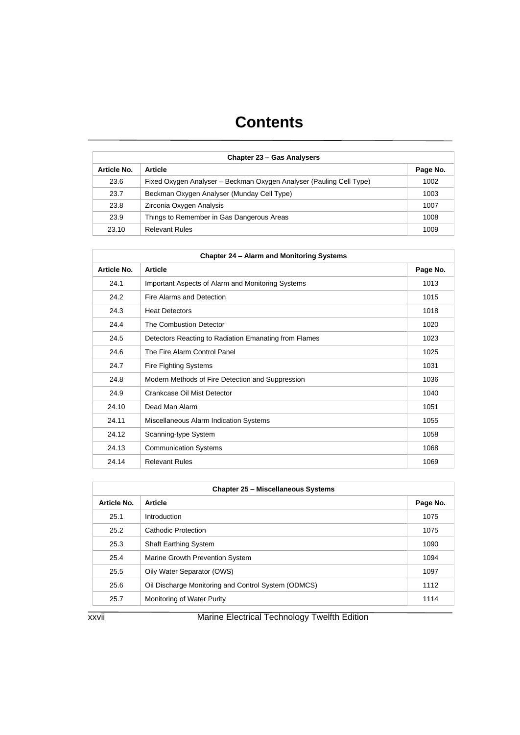# Contents

| Chapter 23 – Gas Analysers | | |
|---|---|---|
| **Article No.** | **Article** | **Page No.** |
| 23.6 | Fixed Oxygen Analyser – Beckman Oxygen Analyser (Pauling Cell Type) | 1002 |
| 23.7 | Beckman Oxygen Analyser (Munday Cell Type) | 1003 |
| 23.8 | Zirconia Oxygen Analysis | 1007 |
| 23.9 | Things to Remember in Gas Dangerous Areas | 1008 |
| 23.10 | Relevant Rules | 1009 |

| Chapter 24 – Alarm and Monitoring Systems | | |
|---|---|---|
| **Article No.** | **Article** | **Page No.** |
| 24.1 | Important Aspects of Alarm and Monitoring Systems | 1013 |
| 24.2 | Fire Alarms and Detection | 1015 |
| 24.3 | Heat Detectors | 1018 |
| 24.4 | The Combustion Detector | 1020 |
| 24.5 | Detectors Reacting to Radiation Emanating from Flames | 1023 |
| 24.6 | The Fire Alarm Control Panel | 1025 |
| 24.7 | Fire Fighting Systems | 1031 |
| 24.8 | Modern Methods of Fire Detection and Suppression | 1036 |
| 24.9 | Crankcase Oil Mist Detector | 1040 |
| 24.10 | Dead Man Alarm | 1051 |
| 24.11 | Miscellaneous Alarm Indication Systems | 1055 |
| 24.12 | Scanning-type System | 1058 |
| 24.13 | Communication Systems | 1068 |
| 24.14 | Relevant Rules | 1069 |

| Chapter 25 – Miscellaneous Systems | | |
|---|---|---|
| **Article No.** | **Article** | **Page No.** |
| 25.1 | Introduction | 1075 |
| 25.2 | Cathodic Protection | 1075 |
| 25.3 | Shaft Earthing System | 1090 |
| 25.4 | Marine Growth Prevention System | 1094 |
| 25.5 | Oily Water Separator (OWS) | 1097 |
| 25.6 | Oil Discharge Monitoring and Control System (ODMCS) | 1112 |
| 25.7 | Monitoring of Water Purity | 1114 |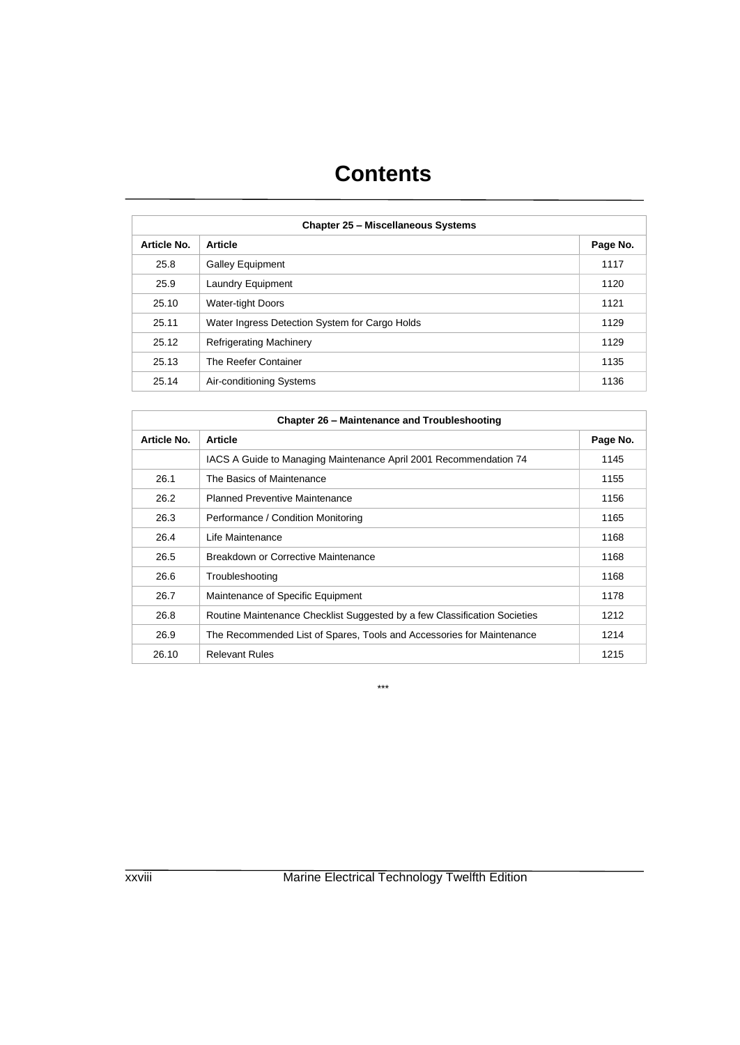# Contents

| Chapter 25 – Miscellaneous Systems | | |
|---|---|---|
| **Article No.** | **Article** | **Page No.** |
| 25.8 | Galley Equipment | 1117 |
| 25.9 | Laundry Equipment | 1120 |
| 25.10 | Water-tight Doors | 1121 |
| 25.11 | Water Ingress Detection System for Cargo Holds | 1129 |
| 25.12 | Refrigerating Machinery | 1129 |
| 25.13 | The Reefer Container | 1135 |
| 25.14 | Air-conditioning Systems | 1136 |

| Chapter 26 – Maintenance and Troubleshooting | | |
|---|---|---|
| **Article No.** | **Article** | **Page No.** |
| | IACS A Guide to Managing Maintenance April 2001 Recommendation 74 | 1145 |
| 26.1 | The Basics of Maintenance | 1155 |
| 26.2 | Planned Preventive Maintenance | 1156 |
| 26.3 | Performance / Condition Monitoring | 1165 |
| 26.4 | Life Maintenance | 1168 |
| 26.5 | Breakdown or Corrective Maintenance | 1168 |
| 26.6 | Troubleshooting | 1168 |
| 26.7 | Maintenance of Specific Equipment | 1178 |
| 26.8 | Routine Maintenance Checklist Suggested by a few Classification Societies | 1212 |
| 26.9 | The Recommended List of Spares, Tools and Accessories for Maintenance | 1214 |
| 26.10 | Relevant Rules | 1215 |

***